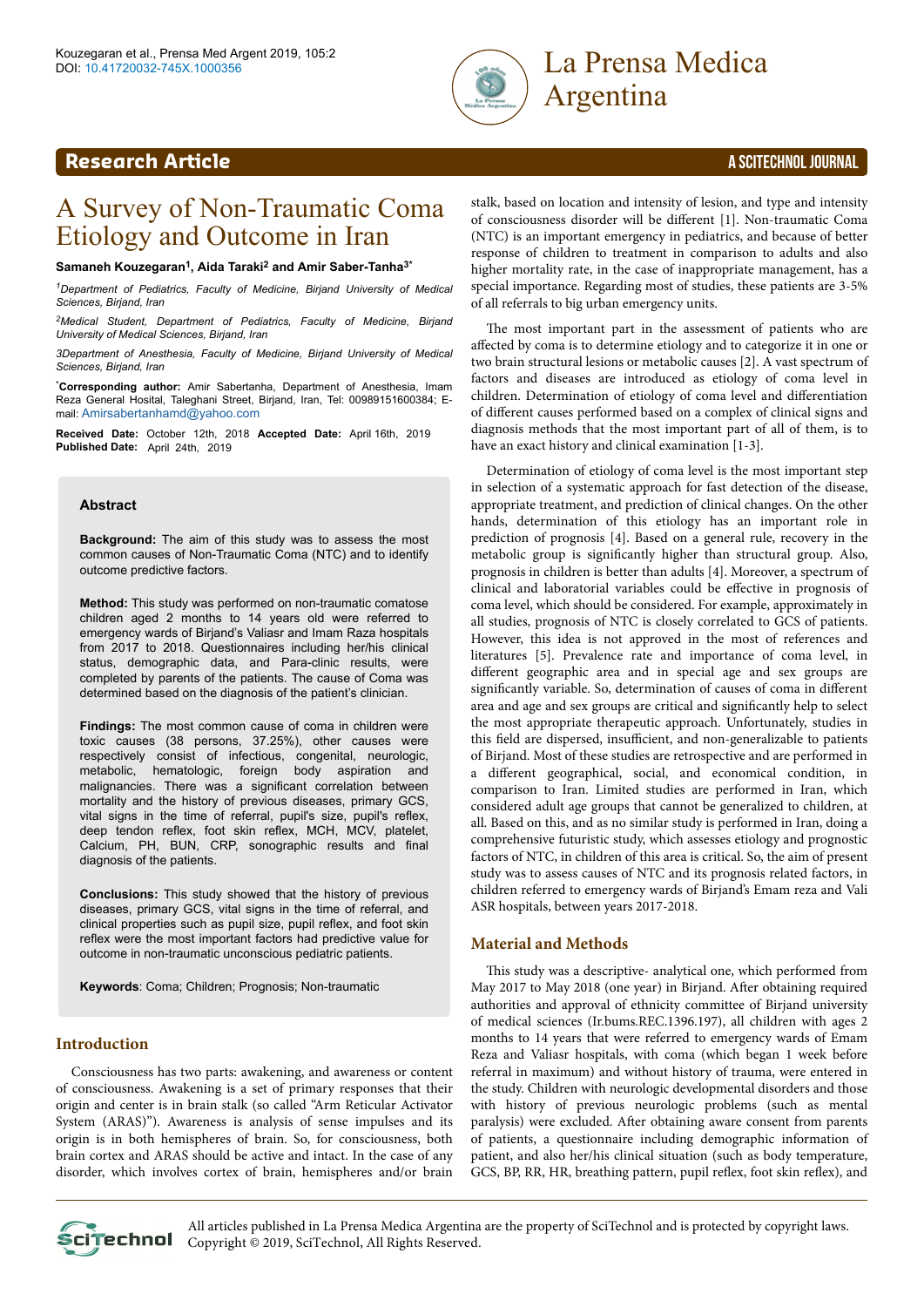# A Survey of Non-Traumatic Coma Etiology and Outcome in Iran

**Samaneh Kouzegaran[1], Aida Taraki[2] and Amir Saber-Tanha[3*]**

*[1]Department of Pediatrics, Faculty of Medicine, Birjand University of Medical Sciences, Birjand, Iran*

*[2]Medical Student, Department of Pediatrics, Faculty of Medicine, Birjand University of Medical Sciences, Birjand, Iran*

*3Department of Anesthesia, Faculty of Medicine, Birjand University of Medical Sciences, Birjand, Iran*

**\*Corresponding author:** Amir Sabertanha, Department of Anesthesia, Imam Reza General Hositால், Taleghani Street, Birjand, Iran, Tel: 00989151600384; E-mail: Amirsabertanhamd@yahoo.com

**Received Date:** October 12th, 2018 **Accepted Date:** April 16th, 2019
**Published Date:** April 24th, 2019

## Abstract

**Background:** The aim of this study was to assess the most common causes of Non-Traumatic Coma (NTC) and to identify outcome predictive factors.

**Method:** This study was performed on non-traumatic comatose children aged 2 months to 14 years old were referred to emergency wards of Birjand's Valiasr and Imam Raza hospitals from 2017 to 2018. Questionnaires including her/his clinical status, demographic data, and Para-clinic results, were completed by parents of the patients. The cause of Coma was determined based on the diagnosis of the patient's clinician.

**Findings:** The most common cause of coma in children were toxic causes (38 persons, 37.25%), other causes were respectively consist of infectious, congenital, neurologic, metabolic, hematologic, foreign body aspiration and malignancies. There was a significant correlation between mortality and the history of previous diseases, primary GCS, vital signs in the time of referral, pupil's size, pupil's reflex, deep tendon reflex, foot skin reflex, MCH, MCV, platelet, Calcium, PH, BUN, CRP, sonographic results and final diagnosis of the patients.

**Conclusions:** This study showed that the history of previous diseases, primary GCS, vital signs in the time of referral, and clinical properties such as pupil size, pupil reflex, and foot skin reflex were the most important factors had predictive value for outcome in non-traumatic unconscious pediatric patients.

**Keywords**: Coma; Children; Prognosis; Non-traumatic

## Introduction

Consciousness has two parts: awakening, and awareness or content of consciousness. Awakening is a set of primary responses that their origin and center is in brain stalk (so called "Arm Reticular Activator System (ARAS)"). Awareness is analysis of sense impulses and its origin is in both hemispheres of brain. So, for consciousness, both brain cortex and ARAS should be active and intact. In the case of any disorder, which involves cortex of brain, hemispheres and/or brain stalk, based on location and intensity of lesion, and type and intensity of consciousness disorder will be different [1]. Non-traumatic Coma (NTC) is an important emergency in pediatrics, and because of better response of children to treatment in comparison to adults and also higher mortality rate, in the case of inappropriate management, has a special importance. Regarding most of studies, these patients are 3-5% of all referrals to big urban emergency units.

The most important part in the assessment of patients who are affected by coma is to determine etiology and to categorize it in one or two brain structural lesions or metabolic causes [2]. A vast spectrum of factors and diseases are introduced as etiology of coma level in children. Determination of etiology of coma level and differentiation of different causes performed based on a complex of clinical signs and diagnosis methods that the most important part of all of them, is to have an exact history and clinical examination [1-3].

Determination of etiology of coma level is the most important step in selection of a systematic approach for fast detection of the disease, appropriate treatment, and prediction of clinical changes. On the other hands, determination of this etiology has an important role in prediction of prognosis [4]. Based on a general rule, recovery in the metabolic group is significantly higher than structural group. Also, prognosis in children is better than adults [4]. Moreover, a spectrum of clinical and laboratorial variables could be effective in prognosis of coma level, which should be considered. For example, approximately in all studies, prognosis of NTC is closely correlated to GCS of patients. However, this idea is not approved in the most of references and literatures [5]. Prevalence rate and importance of coma level, in different geographic area and in special age and sex groups are significantly variable. So, determination of causes of coma in different area and age and sex groups are critical and significantly help to select the most appropriate therapeutic approach. Unfortunately, studies in this field are dispersed, insufficient, and non-generalizable to patients of Birjand. Most of these studies are retrospective and are performed in a different geographical, social, and economical condition, in comparison to Iran. Limited studies are performed in Iran, which considered adult age groups that cannot be generalized to children, at all. Based on this, and as no similar study is performed in Iran, doing a comprehensive futuristic study, which assesses etiology and prognostic factors of NTC, in children of this area is critical. So, the aim of present study was to assess causes of NTC and its prognosis related factors, in children referred to emergency wards of Birjand's Emam reza and Vali ASR hospitals, between years 2017-2018.

## Material and Methods

This study was a descriptive- analytical one, which performed from May 2017 to May 2018 (one year) in Birjand. After obtaining required authorities and approval of ethnicity committee of Birjand university of medical sciences (Ir.bums.REC.1396.197), all children with ages 2 months to 14 years that were referred to emergency wards of Emam Reza and Valiasr hospitals, with coma (which began 1 week before referral in maximum) and without history of trauma, were entered in the study. Children with neurologic developmental disorders and those with history of previous neurologic problems (such as mental paralysis) were excluded. After obtaining aware consent from parents of patients, a questionnaire including demographic information of patient, and also her/his clinical situation (such as body temperature, GCS, BP, RR, HR, breathing pattern, pupil reflex, foot skin reflex), and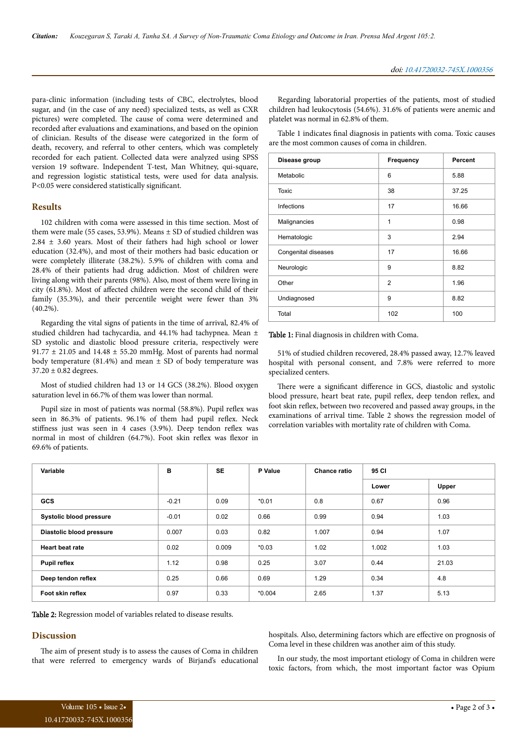para-clinic information (including tests of CBC, electrolytes, blood sugar, and (in the case of any need) specialized tests, as well as CXR pictures) were completed. The cause of coma were determined and recorded after evaluations and examinations, and based on the opinion of clinician. Results of the disease were categorized in the form of death, recovery, and referral to other centers, which was completely recorded for each patient. Collected data were analyzed using SPSS version 19 software. Independent T-test, Man Whitney, qui-square, and regression logistic statistical tests, were used for data analysis. P<0.05 were considered statistically significant.

## Results

102 children with coma were assessed in this time section. Most of them were male (55 cases, 53.9%). Means ± SD of studied children was 2.84 ± 3.60 years. Most of their fathers had high school or lower education (32.4%), and most of their mothers had basic education or were completely illiterate (38.2%). 5.9% of children with coma and 28.4% of their patients had drug addiction. Most of children were living along with their parents (98%). Also, most of them were living in city (61.8%). Most of affected children were the second child of their family (35.3%), and their percentile weight were fewer than 3% (40.2%).

Regarding the vital signs of patients in the time of arrival, 82.4% of studied children had tachycardia, and 44.1% had tachypnea. Mean ± SD systolic and diastolic blood pressure criteria, respectively were 91.77 ± 21.05 and 14.48 ± 55.20 mmHg. Most of parents had normal body temperature (81.4%) and mean ± SD of body temperature was 37.20 ± 0.82 degrees.

Most of studied children had 13 or 14 GCS (38.2%). Blood oxygen saturation level in 66.7% of them was lower than normal.

Pupil size in most of patients was normal (58.8%). Pupil reflex was seen in 86.3% of patients. 96.1% of them had pupil reflex. Neck stiffness just was seen in 4 cases (3.9%). Deep tendon reflex was normal in most of children (64.7%). Foot skin reflex was flexor in 69.6% of patients.

Regarding laboratorial properties of the patients, most of studied children had leukocytosis (54.6%). 31.6% of patients were anemic and platelet was normal in 62.8% of them.

Table 1 indicates final diagnosis in patients with coma. Toxic causes are the most common causes of coma in children.

| Disease group | Frequency | Percent |
|---|---|---|
| Metabolic | 6 | 5.88 |
| Toxic | 38 | 37.25 |
| Infections | 17 | 16.66 |
| Malignancies | 1 | 0.98 |
| Hematologic | 3 | 2.94 |
| Congenital diseases | 17 | 16.66 |
| Neurologic | 9 | 8.82 |
| Other | 2 | 1.96 |
| Undiagnosed | 9 | 8.82 |
| Total | 102 | 100 |

**Table 1:** Final diagnosis in children with Coma.

51% of studied children recovered, 28.4% passed away, 12.7% leaved hospital with personal consent, and 7.8% were referred to more specialized centers.

There were a significant difference in GCS, diastolic and systolic blood pressure, heart beat rate, pupil reflex, deep tendon reflex, and foot skin reflex, between two recovered and passed away groups, in the examinations of arrival time. Table 2 shows the regression model of correlation variables with mortality rate of children with Coma.

| Variable | B | SE | P Value | Chance ratio | 95 CI | |
|---|---|---|---|---|---|---|
| | | | | | Lower | Upper |
| **GCS** | -0.21 | 0.09 | *0.01 | 0.8 | 0.67 | 0.96 |
| **Systolic blood pressure** | -0.01 | 0.02 | 0.66 | 0.99 | 0.94 | 1.03 |
| **Diastolic blood pressure** | 0.007 | 0.03 | 0.82 | 1.007 | 0.94 | 1.07 |
| **Heart beat rate** | 0.02 | 0.009 | *0.03 | 1.02 | 1.002 | 1.03 |
| **Pupil reflex** | 1.12 | 0.98 | 0.25 | 3.07 | 0.44 | 21.03 |
| **Deep tendon reflex** | 0.25 | 0.66 | 0.69 | 1.29 | 0.34 | 4.8 |
| **Foot skin reflex** | 0.97 | 0.33 | *0.004 | 2.65 | 1.37 | 5.13 |

**Table 2:** Regression model of variables related to disease results.

## Discussion

The aim of present study is to assess the causes of Coma in children that were referred to emergency wards of Birjand's educational hospitals. Also, determining factors which are effective on prognosis of Coma level in these children was another aim of this study.

In our study, the most important etiology of Coma in children were toxic factors, from which, the most important factor was Opium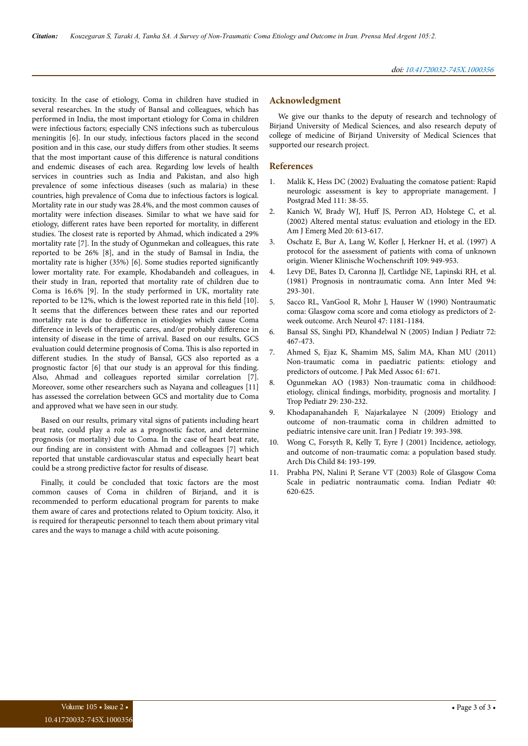toxicity. In the case of etiology, Coma in children have studied in several researches. In the study of Bansal and colleagues, which has performed in India, the most important etiology for Coma in children were infectious factors; especially CNS infections such as tuberculous meningitis [6]. In our study, infectious factors placed in the second position and in this case, our study differs from other studies. It seems that the most important cause of this difference is natural conditions and endemic diseases of each area. Regarding low levels of health services in countries such as India and Pakistan, and also high prevalence of some infectious diseases (such as malaria) in these countries, high prevalence of Coma due to infectious factors is logical. Mortality rate in our study was 28.4%, and the most common causes of mortality were infection diseases. Similar to what we have said for etiology, different rates have been reported for mortality, in different studies. The closest rate is reported by Ahmad, which indicated a 29% mortality rate [7]. In the study of Ogunmekan and colleagues, this rate reported to be 26% [8], and in the study of Bamsal in India, the mortality rate is higher (35%) [6]. Some studies reported significantly lower mortality rate. For example, Khodabandeh and colleagues, in their study in Iran, reported that mortality rate of children due to Coma is 16.6% [9]. In the study performed in UK, mortality rate reported to be 12%, which is the lowest reported rate in this field [10]. It seems that the differences between these rates and our reported mortality rate is due to difference in etiologies which cause Coma difference in levels of therapeutic cares, and/or probably difference in intensity of disease in the time of arrival. Based on our results, GCS evaluation could determine prognosis of Coma. This is also reported in different studies. In the study of Bansal, GCS also reported as a prognostic factor [6] that our study is an approval for this finding. Also, Ahmad and colleagues reported similar correlation [7]. Moreover, some other researchers such as Nayana and colleagues [11] has assessed the correlation between GCS and mortality due to Coma and approved what we have seen in our study.

Based on our results, primary vital signs of patients including heart beat rate, could play a role as a prognostic factor, and determine prognosis (or mortality) due to Coma. In the case of heart beat rate, our finding are in consistent with Ahmad and colleagues [7] which reported that unstable cardiovascular status and especially heart beat could be a strong predictive factor for results of disease.

Finally, it could be concluded that toxic factors are the most common causes of Coma in children of Birjand, and it is recommended to perform educational program for parents to make them aware of cares and protections related to Opium toxicity. Also, it is required for therapeutic personnel to teach them about primary vital cares and the ways to manage a child with acute poisoning.

## Acknowledgment

We give our thanks to the deputy of research and technology of Birjand University of Medical Sciences, and also research deputy of college of medicine of Birjand University of Medical Sciences that supported our research project.

## References

1. Malik K, Hess DC (2002) Evaluating the comatose patient: Rapid neurologic assessment is key to appropriate management. J Postgrad Med 111: 38-55.
2. Kanich W, Brady WJ, Huff JS, Perron AD, Holstege C, et al. (2002) Altered mental status: evaluation and etiology in the ED. Am J Emerg Med 20: 613-617.
3. Oschatz E, Bur A, Lang W, Kofler J, Herkner H, et al. (1997) A protocol for the assessment of patients with coma of unknown origin. Wiener Klinische Wochenschrift 109: 949-953.
4. Levy DE, Bates D, Caronna JJ, Cartlidge NE, Lapinski RH, et al. (1981) Prognosis in nontraumatic coma. Ann Inter Med 94: 293-301.
5. Sacco RL, VanGool R, Mohr J, Hauser W (1990) Nontraumatic coma: Glasgow coma score and coma etiology as predictors of 2-week outcome. Arch Neurol 47: 1181-1184.
6. Bansal SS, Singhi PD, Khandelwal N (2005) Indian J Pediatr 72: 467-473.
7. Ahmed S, Ejaz K, Shamim MS, Salim MA, Khan MU (2011) Non-traumatic coma in paediatric patients: etiology and predictors of outcome. J Pak Med Assoc 61: 671.
8. Ogunmekan AO (1983) Non-traumatic coma in childhood: etiology, clinical findings, morbidity, prognosis and mortality. J Trop Pediatr 29: 230-232.
9. Khodapanahandeh F, Najarkalayee N (2009) Etiology and outcome of non-traumatic coma in children admitted to pediatric intensive care unit. Iran J Pediatr 19: 393-398.
10. Wong C, Forsyth R, Kelly T, Eyre J (2001) Incidence, aetiology, and outcome of non-traumatic coma: a population based study. Arch Dis Child 84: 193-199.
11. Prabha PN, Nalini P, Serane VT (2003) Role of Glasgow Coma Scale in pediatric nontraumatic coma. Indian Pediatr 40: 620-625.